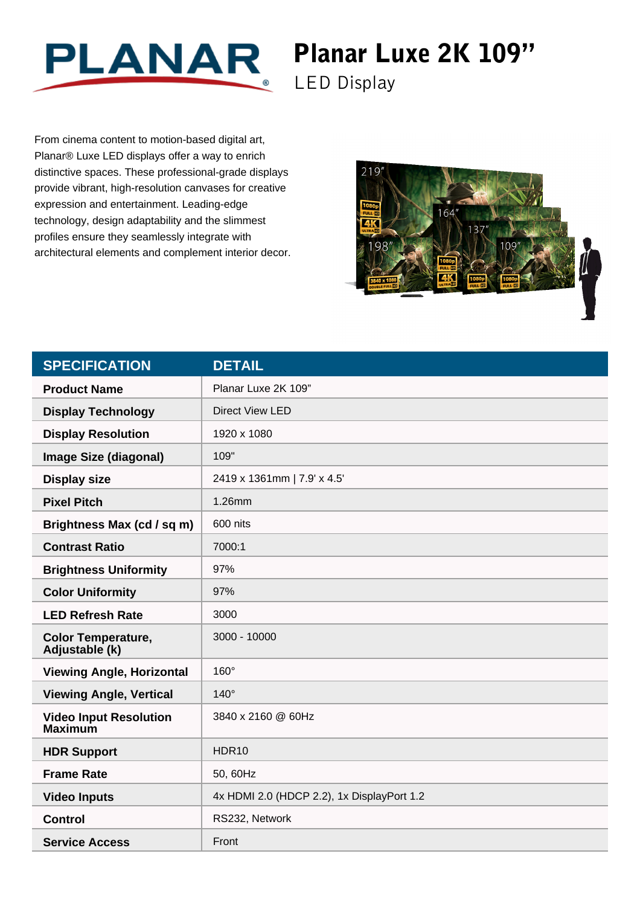# Planar Luxe 2K 109”

## LED Display

From cinema content to motion-based digital art, Planar® Luxe LED displays offer a way to enrich distinctive spaces. These professional-grade displays provide vibrant, high-resolution canvases for creative expression and entertainment. Leading-edge technology, design adaptability and the slimmest profiles ensure they seamlessly integrate with architectural elements and complement interior decor.

| SPECIFICATION | DETAIL |
|---|---|
| **Product Name** | Planar Luxe 2K 109” |
| **Display Technology** | Direct View LED |
| **Display Resolution** | 1920 x 1080 |
| **Image Size (diagonal)** | 109" |
| **Display size** | 2419 x 1361mm \| 7.9' x 4.5' |
| **Pixel Pitch** | 1.26mm |
| **Brightness Max (cd / sq m)** | 600 nits |
| **Contrast Ratio** | 7000:1 |
| **Brightness Uniformity** | 97% |
| **Color Uniformity** | 97% |
| **LED Refresh Rate** | 3000 |
| **Color Temperature, Adjustable (k)** | 3000 - 10000 |
| **Viewing Angle, Horizontal** | 160° |
| **Viewing Angle, Vertical** | 140° |
| **Video Input Resolution Maximum** | 3840 x 2160 @ 60Hz |
| **HDR Support** | HDR10 |
| **Frame Rate** | 50, 60Hz |
| **Video Inputs** | 4x HDMI 2.0 (HDCP 2.2), 1x DisplayPort 1.2 |
| **Control** | RS232, Network |
| **Service Access** | Front |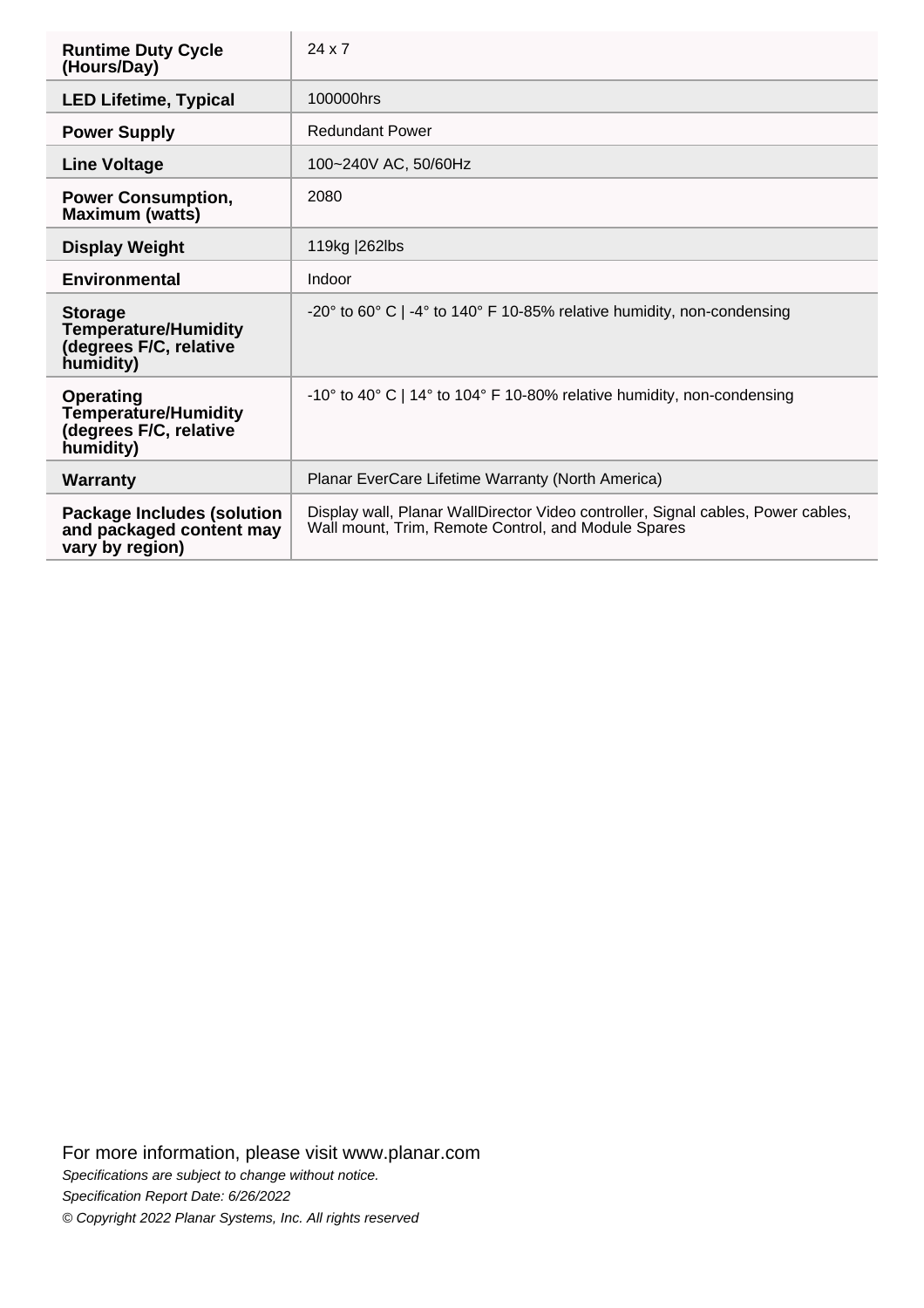| | |
|---|---|
| **Runtime Duty Cycle (Hours/Day)** | 24 x 7 |
| **LED Lifetime, Typical** | 100000hrs |
| **Power Supply** | Redundant Power |
| **Line Voltage** | 100~240V AC, 50/60Hz |
| **Power Consumption, Maximum (watts)** | 2080 |
| **Display Weight** | 119kg \|262lbs |
| **Environmental** | Indoor |
| **Storage Temperature/Humidity (degrees F/C, relative humidity)** | -20° to 60° C \| -4° to 140° F 10-85% relative humidity, non-condensing |
| **Operating Temperature/Humidity (degrees F/C, relative humidity)** | -10° to 40° C \| 14° to 104° F 10-80% relative humidity, non-condensing |
| **Warranty** | Planar EverCare Lifetime Warranty (North America) |
| **Package Includes (solution and packaged content may vary by region)** | Display wall, Planar WallDirector Video controller, Signal cables, Power cables, Wall mount, Trim, Remote Control, and Module Spares |

For more information, please visit www.planar.com

*Specifications are subject to change without notice.*

*Specification Report Date: 6/26/2022*

*© Copyright 2022 Planar Systems, Inc. All rights reserved*